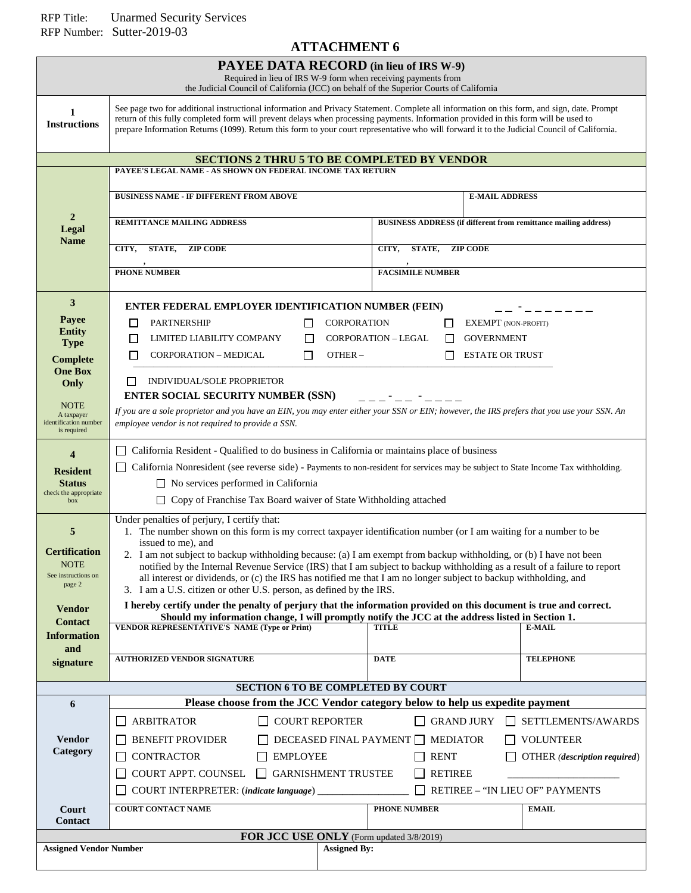RFP Title: Unarmed Security Services
RFP Number: Sutter-2019-03

# ATTACHMENT 6

## PAYEE DATA RECORD (in lieu of IRS W-9)

Required in lieu of IRS W-9 form when receiving payments from the Judicial Council of California (JCC) on behalf of the Superior Courts of California

| | |
|---|---|
| **1 Instructions** | See page two for additional instructional information and Privacy Statement. Complete all information on this form, and sign, date. Prompt return of this fully completed form will prevent delays when processing payments. Information provided in this form will be used to prepare Information Returns (1099). Return this form to your court representative who will forward it to the Judicial Council of California. |

### SECTIONS 2 THRU 5 TO BE COMPLETED BY VENDOR

**2 Legal Name**

| | | |
|---|---|---|
| **PAYEE'S LEGAL NAME - AS SHOWN ON FEDERAL INCOME TAX RETURN** | | |
| **BUSINESS NAME - IF DIFFERENT FROM ABOVE** | | **E-MAIL ADDRESS** |
| **REMITTANCE MAILING ADDRESS** | **BUSINESS ADDRESS (if different from remittance mailing address)** | |
| **CITY, STATE, ZIP CODE** , | **CITY, STATE, ZIP CODE** , | |
| **PHONE NUMBER** | **FACSIMILE NUMBER** | |

**3 Payee Entity Type — Complete One Box Only**

NOTE: A taxpayer identification number is required

**ENTER FEDERAL EMPLOYER IDENTIFICATION NUMBER (FEIN)** _ _ - _ _ _ _ _ _ _

- ☐ PARTNERSHIP ☐ CORPORATION ☐ EXEMPT (NON-PROFIT)
- ☐ LIMITED LIABILITY COMPANY ☐ CORPORATION – LEGAL ☐ GOVERNMENT
- ☐ CORPORATION – MEDICAL ☐ OTHER – ☐ ESTATE OR TRUST

☐ INDIVIDUAL/SOLE PROPRIETOR

**ENTER SOCIAL SECURITY NUMBER (SSN)** _ _ _ - _ _ - _ _ _ _

*If you are a sole proprietor and you have an EIN, you may enter either your SSN or EIN; however, the IRS prefers that you use your SSN. An employee vendor is not required to provide a SSN.*

**4 Resident Status** (check the appropriate box)

- ☐ California Resident - Qualified to do business in California or maintains place of business
- ☐ California Nonresident (see reverse side) - Payments to non-resident for services may be subject to State Income Tax withholding.
  - ☐ No services performed in California
  - ☐ Copy of Franchise Tax Board waiver of State Withholding attached

**5 Certification** (NOTE: See instructions on page 2)

Under penalties of perjury, I certify that:

1. The number shown on this form is my correct taxpayer identification number (or I am waiting for a number to be issued to me), and
2. I am not subject to backup withholding because: (a) I am exempt from backup withholding, or (b) I have not been notified by the Internal Revenue Service (IRS) that I am subject to backup withholding as a result of a failure to report all interest or dividends, or (c) the IRS has notified me that I am no longer subject to backup withholding, and
3. I am a U.S. citizen or other U.S. person, as defined by the IRS.

**I hereby certify under the penalty of perjury that the information provided on this document is true and correct. Should my information change, I will promptly notify the JCC at the address listed in Section 1.**

**Vendor Contact Information and signature**

| | | |
|---|---|---|
| **VENDOR REPRESENTATIVE'S NAME (Type or Print)** | **TITLE** | **E-MAIL** |
| **AUTHORIZED VENDOR SIGNATURE** | **DATE** | **TELEPHONE** |

### SECTION 6 TO BE COMPLETED BY COURT

**6 Vendor Category**

**Please choose from the JCC Vendor category below to help us expedite payment**

- ☐ ARBITRATOR ☐ COURT REPORTER ☐ GRAND JURY ☐ SETTLEMENTS/AWARDS
- ☐ BENEFIT PROVIDER ☐ DECEASED FINAL PAYMENT ☐ MEDIATOR ☐ VOLUNTEER
- ☐ CONTRACTOR ☐ EMPLOYEE ☐ RENT ☐ OTHER (*description required*)
- ☐ COURT APPT. COUNSEL ☐ GARNISHMENT TRUSTEE ☐ RETIREE ______________________
- ☐ COURT INTERPRETER: (***indicate language***) __________________ ☐ RETIREE – "IN LIEU OF" PAYMENTS

**Court Contact**

| | | |
|---|---|---|
| **COURT CONTACT NAME** | **PHONE NUMBER** | **EMAIL** |

**FOR JCC USE ONLY** (Form updated 3/8/2019)

| | |
|---|---|
| **Assigned Vendor Number** | **Assigned By:** |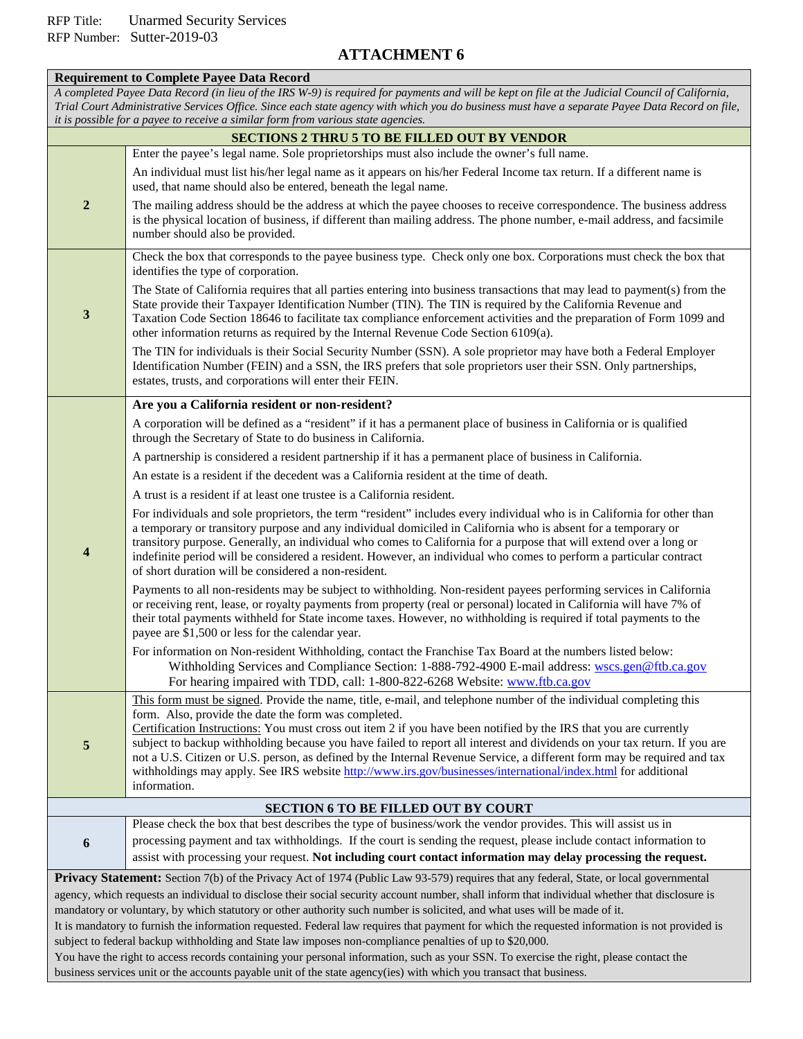RFP Title: Unarmed Security Services
RFP Number: Sutter-2019-03

# ATTACHMENT 6

| **Requirement to Complete Payee Data Record** | |
|---|---|
| *A completed Payee Data Record (in lieu of the IRS W-9) is required for payments and will be kept on file at the Judicial Council of California, Trial Court Administrative Services Office. Since each state agency with which you do business must have a separate Payee Data Record on file, it is possible for a payee to receive a similar form from various state agencies.* | |
| **SECTIONS 2 THRU 5 TO BE FILLED OUT BY VENDOR** | |
| **2** | Enter the payee's legal name. Sole proprietorships must also include the owner's full name.<br><br>An individual must list his/her legal name as it appears on his/her Federal Income tax return. If a different name is used, that name should also be entered, beneath the legal name.<br><br>The mailing address should be the address at which the payee chooses to receive correspondence. The business address is the physical location of business, if different than mailing address. The phone number, e-mail address, and facsimile number should also be provided. |
| **3** | Check the box that corresponds to the payee business type. Check only one box. Corporations must check the box that identifies the type of corporation.<br><br>The State of California requires that all parties entering into business transactions that may lead to payment(s) from the State provide their Taxpayer Identification Number (TIN). The TIN is required by the California Revenue and Taxation Code Section 18646 to facilitate tax compliance enforcement activities and the preparation of Form 1099 and other information returns as required by the Internal Revenue Code Section 6109(a).<br><br>The TIN for individuals is their Social Security Number (SSN). A sole proprietor may have both a Federal Employer Identification Number (FEIN) and a SSN, the IRS prefers that sole proprietors user their SSN. Only partnerships, estates, trusts, and corporations will enter their FEIN. |
| **4** | **Are you a California resident or non-resident?**<br><br>A corporation will be defined as a "resident" if it has a permanent place of business in California or is qualified through the Secretary of State to do business in California.<br><br>A partnership is considered a resident partnership if it has a permanent place of business in California.<br><br>An estate is a resident if the decedent was a California resident at the time of death.<br><br>A trust is a resident if at least one trustee is a California resident.<br><br>For individuals and sole proprietors, the term "resident" includes every individual who is in California for other than a temporary or transitory purpose and any individual domiciled in California who is absent for a temporary or transitory purpose. Generally, an individual who comes to California for a purpose that will extend over a long or indefinite period will be considered a resident. However, an individual who comes to perform a particular contract of short duration will be considered a non-resident.<br><br>Payments to all non-residents may be subject to withholding. Non-resident payees performing services in California or receiving rent, lease, or royalty payments from property (real or personal) located in California will have 7% of their total payments withheld for State income taxes. However, no withholding is required if total payments to the payee are $1,500 or less for the calendar year.<br><br>For information on Non-resident Withholding, contact the Franchise Tax Board at the numbers listed below:<br>Withholding Services and Compliance Section: 1-888-792-4900 E-mail address: wscs.gen@ftb.ca.gov<br>For hearing impaired with TDD, call: 1-800-822-6268 Website: www.ftb.ca.gov |
| **5** | This form must be signed. Provide the name, title, e-mail, and telephone number of the individual completing this form. Also, provide the date the form was completed.<br>Certification Instructions: You must cross out item 2 if you have been notified by the IRS that you are currently subject to backup withholding because you have failed to report all interest and dividends on your tax return. If you are not a U.S. Citizen or U.S. person, as defined by the Internal Revenue Service, a different form may be required and tax withholdings may apply. See IRS website http://www.irs.gov/businesses/international/index.html for additional information. |
| **SECTION 6 TO BE FILLED OUT BY COURT** | |
| **6** | Please check the box that best describes the type of business/work the vendor provides. This will assist us in processing payment and tax withholdings. If the court is sending the request, please include contact information to assist with processing your request. **Not including court contact information may delay processing the request.** |

**Privacy Statement:** Section 7(b) of the Privacy Act of 1974 (Public Law 93-579) requires that any federal, State, or local governmental agency, which requests an individual to disclose their social security account number, shall inform that individual whether that disclosure is mandatory or voluntary, by which statutory or other authority such number is solicited, and what uses will be made of it.

It is mandatory to furnish the information requested. Federal law requires that payment for which the requested information is not provided is subject to federal backup withholding and State law imposes non-compliance penalties of up to $20,000.

You have the right to access records containing your personal information, such as your SSN. To exercise the right, please contact the business services unit or the accounts payable unit of the state agency(ies) with which you transact that business.